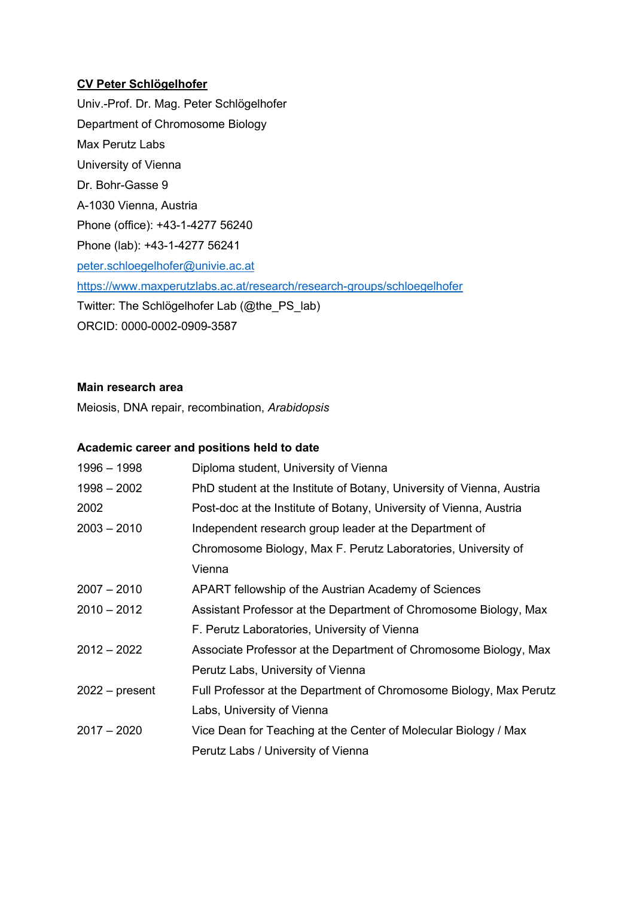**CV Peter Schlögelhofer**

Univ.-Prof. Dr. Mag. Peter Schlögelhofer
Department of Chromosome Biology
Max Perutz Labs
University of Vienna
Dr. Bohr-Gasse 9
A-1030 Vienna, Austria
Phone (office): +43-1-4277 56240
Phone (lab): +43-1-4277 56241
peter.schloegelhofer@univie.ac.at
https://www.maxperutzlabs.ac.at/research/research-groups/schloegelhofer
Twitter: The Schlögelhofer Lab (@the_PS_lab)
ORCID: 0000-0002-0909-3587

**Main research area**

Meiosis, DNA repair, recombination, *Arabidopsis*

**Academic career and positions held to date**

| | |
|---|---|
| 1996 – 1998 | Diploma student, University of Vienna |
| 1998 – 2002 | PhD student at the Institute of Botany, University of Vienna, Austria |
| 2002 | Post-doc at the Institute of Botany, University of Vienna, Austria |
| 2003 – 2010 | Independent research group leader at the Department of Chromosome Biology, Max F. Perutz Laboratories, University of Vienna |
| 2007 – 2010 | APART fellowship of the Austrian Academy of Sciences |
| 2010 – 2012 | Assistant Professor at the Department of Chromosome Biology, Max F. Perutz Laboratories, University of Vienna |
| 2012 – 2022 | Associate Professor at the Department of Chromosome Biology, Max Perutz Labs, University of Vienna |
| 2022 – present | Full Professor at the Department of Chromosome Biology, Max Perutz Labs, University of Vienna |
| 2017 – 2020 | Vice Dean for Teaching at the Center of Molecular Biology / Max Perutz Labs / University of Vienna |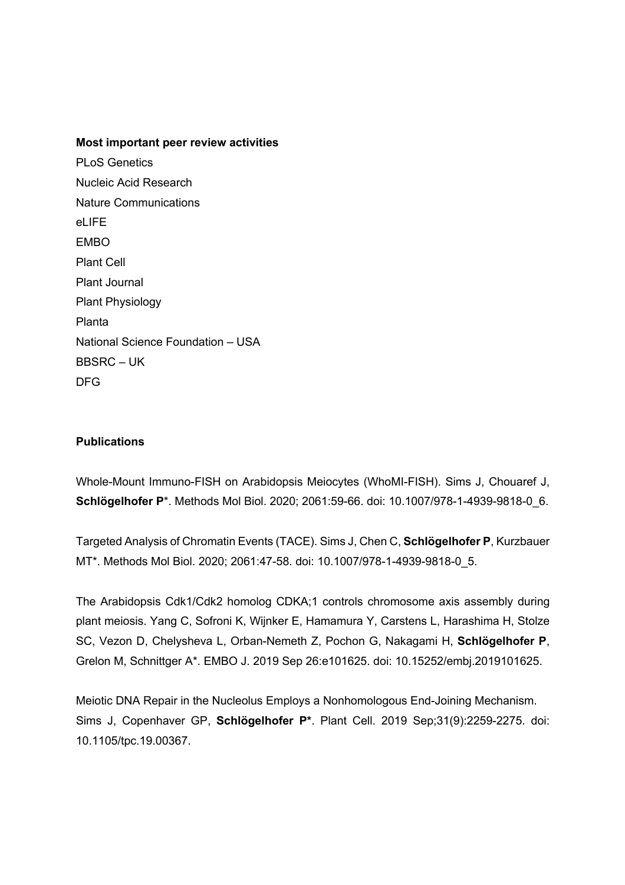**Most important peer review activities**

PLoS Genetics
Nucleic Acid Research
Nature Communications
eLIFE
EMBO
Plant Cell
Plant Journal
Plant Physiology
Planta
National Science Foundation – USA
BBSRC – UK
DFG

**Publications**

Whole-Mount Immuno-FISH on Arabidopsis Meiocytes (WhoMI-FISH). Sims J, Chouaref J, **Schlögelhofer P***. Methods Mol Biol. 2020; 2061:59-66. doi: 10.1007/978-1-4939-9818-0_6.

Targeted Analysis of Chromatin Events (TACE). Sims J, Chen C, **Schlögelhofer P**, Kurzbauer MT*. Methods Mol Biol. 2020; 2061:47-58. doi: 10.1007/978-1-4939-9818-0_5.

The Arabidopsis Cdk1/Cdk2 homolog CDKA;1 controls chromosome axis assembly during plant meiosis. Yang C, Sofroni K, Wijnker E, Hamamura Y, Carstens L, Harashima H, Stolze SC, Vezon D, Chelysheva L, Orban-Nemeth Z, Pochon G, Nakagami H, **Schlögelhofer P**, Grelon M, Schnittger A*. EMBO J. 2019 Sep 26:e101625. doi: 10.15252/embj.2019101625.

Meiotic DNA Repair in the Nucleolus Employs a Nonhomologous End-Joining Mechanism. Sims J, Copenhaver GP, **Schlögelhofer P***. Plant Cell. 2019 Sep;31(9):2259-2275. doi: 10.1105/tpc.19.00367.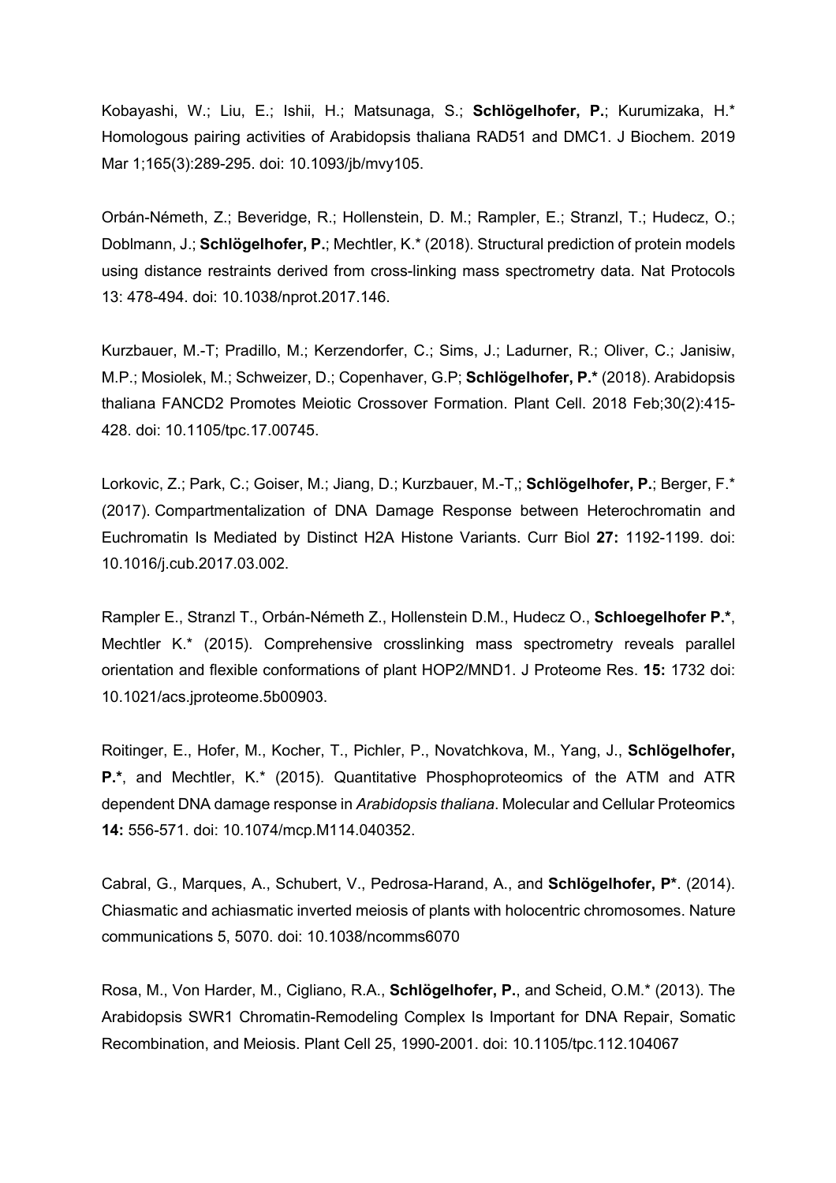Kobayashi, W.; Liu, E.; Ishii, H.; Matsunaga, S.; **Schlögelhofer, P.**; Kurumizaka, H.* Homologous pairing activities of Arabidopsis thaliana RAD51 and DMC1. J Biochem. 2019 Mar 1;165(3):289-295. doi: 10.1093/jb/mvy105.

Orbán-Németh, Z.; Beveridge, R.; Hollenstein, D. M.; Rampler, E.; Stranzl, T.; Hudecz, O.; Doblmann, J.; **Schlögelhofer, P.**; Mechtler, K.* (2018). Structural prediction of protein models using distance restraints derived from cross-linking mass spectrometry data. Nat Protocols 13: 478-494. doi: 10.1038/nprot.2017.146.

Kurzbauer, M.-T; Pradillo, M.; Kerzendorfer, C.; Sims, J.; Ladurner, R.; Oliver, C.; Janisiw, M.P.; Mosiolek, M.; Schweizer, D.; Copenhaver, G.P; **Schlögelhofer, P.*** (2018). Arabidopsis thaliana FANCD2 Promotes Meiotic Crossover Formation. Plant Cell. 2018 Feb;30(2):415-428. doi: 10.1105/tpc.17.00745.

Lorkovic, Z.; Park, C.; Goiser, M.; Jiang, D.; Kurzbauer, M.-T,; **Schlögelhofer, P.**; Berger, F.* (2017). Compartmentalization of DNA Damage Response between Heterochromatin and Euchromatin Is Mediated by Distinct H2A Histone Variants. Curr Biol **27:** 1192-1199. doi: 10.1016/j.cub.2017.03.002.

Rampler E., Stranzl T., Orbán-Németh Z., Hollenstein D.M., Hudecz O., **Schloegelhofer P.***, Mechtler K.* (2015). Comprehensive crosslinking mass spectrometry reveals parallel orientation and flexible conformations of plant HOP2/MND1. J Proteome Res. **15:** 1732 doi: 10.1021/acs.jproteome.5b00903.

Roitinger, E., Hofer, M., Kocher, T., Pichler, P., Novatchkova, M., Yang, J., **Schlögelhofer, P.***, and Mechtler, K.* (2015). Quantitative Phosphoproteomics of the ATM and ATR dependent DNA damage response in *Arabidopsis thaliana*. Molecular and Cellular Proteomics **14:** 556-571. doi: 10.1074/mcp.M114.040352.

Cabral, G., Marques, A., Schubert, V., Pedrosa-Harand, A., and **Schlögelhofer, P***. (2014). Chiasmatic and achiasmatic inverted meiosis of plants with holocentric chromosomes. Nature communications 5, 5070. doi: 10.1038/ncomms6070

Rosa, M., Von Harder, M., Cigliano, R.A., **Schlögelhofer, P.**, and Scheid, O.M.* (2013). The Arabidopsis SWR1 Chromatin-Remodeling Complex Is Important for DNA Repair, Somatic Recombination, and Meiosis. Plant Cell 25, 1990-2001. doi: 10.1105/tpc.112.104067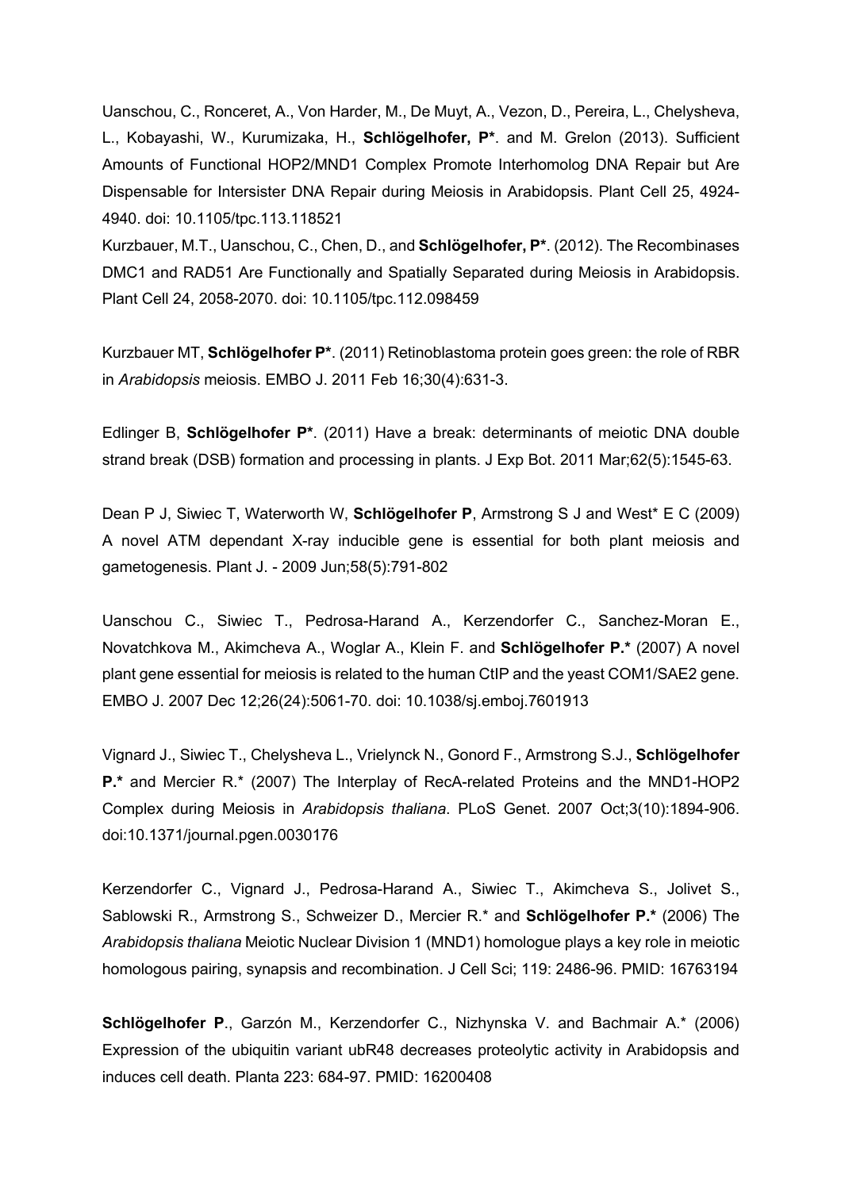Uanschou, C., Ronceret, A., Von Harder, M., De Muyt, A., Vezon, D., Pereira, L., Chelysheva, L., Kobayashi, W., Kurumizaka, H., **Schlögelhofer, P***. and M. Grelon (2013). Sufficient Amounts of Functional HOP2/MND1 Complex Promote Interhomolog DNA Repair but Are Dispensable for Intersister DNA Repair during Meiosis in Arabidopsis. Plant Cell 25, 4924-4940. doi: 10.1105/tpc.113.118521

Kurzbauer, M.T., Uanschou, C., Chen, D., and **Schlögelhofer, P***. (2012). The Recombinases DMC1 and RAD51 Are Functionally and Spatially Separated during Meiosis in Arabidopsis. Plant Cell 24, 2058-2070. doi: 10.1105/tpc.112.098459

Kurzbauer MT, **Schlögelhofer P***. (2011) Retinoblastoma protein goes green: the role of RBR in *Arabidopsis* meiosis. EMBO J. 2011 Feb 16;30(4):631-3.

Edlinger B, **Schlögelhofer P***. (2011) Have a break: determinants of meiotic DNA double strand break (DSB) formation and processing in plants. J Exp Bot. 2011 Mar;62(5):1545-63.

Dean P J, Siwiec T, Waterworth W, **Schlögelhofer P**, Armstrong S J and West* E C (2009) A novel ATM dependant X-ray inducible gene is essential for both plant meiosis and gametogenesis. Plant J. - 2009 Jun;58(5):791-802

Uanschou C., Siwiec T., Pedrosa-Harand A., Kerzendorfer C., Sanchez-Moran E., Novatchkova M., Akimcheva A., Woglar A., Klein F. and **Schlögelhofer P.*** (2007) A novel plant gene essential for meiosis is related to the human CtIP and the yeast COM1/SAE2 gene. EMBO J. 2007 Dec 12;26(24):5061-70. doi: 10.1038/sj.emboj.7601913

Vignard J., Siwiec T., Chelysheva L., Vrielynck N., Gonord F., Armstrong S.J., **Schlögelhofer P.*** and Mercier R.* (2007) The Interplay of RecA-related Proteins and the MND1-HOP2 Complex during Meiosis in *Arabidopsis thaliana*. PLoS Genet. 2007 Oct;3(10):1894-906. doi:10.1371/journal.pgen.0030176

Kerzendorfer C., Vignard J., Pedrosa-Harand A., Siwiec T., Akimcheva S., Jolivet S., Sablowski R., Armstrong S., Schweizer D., Mercier R.* and **Schlögelhofer P.*** (2006) The *Arabidopsis thaliana* Meiotic Nuclear Division 1 (MND1) homologue plays a key role in meiotic homologous pairing, synapsis and recombination. J Cell Sci; 119: 2486-96. PMID: 16763194

**Schlögelhofer P**., Garzón M., Kerzendorfer C., Nizhynska V. and Bachmair A.* (2006) Expression of the ubiquitin variant ubR48 decreases proteolytic activity in Arabidopsis and induces cell death. Planta 223: 684-97. PMID: 16200408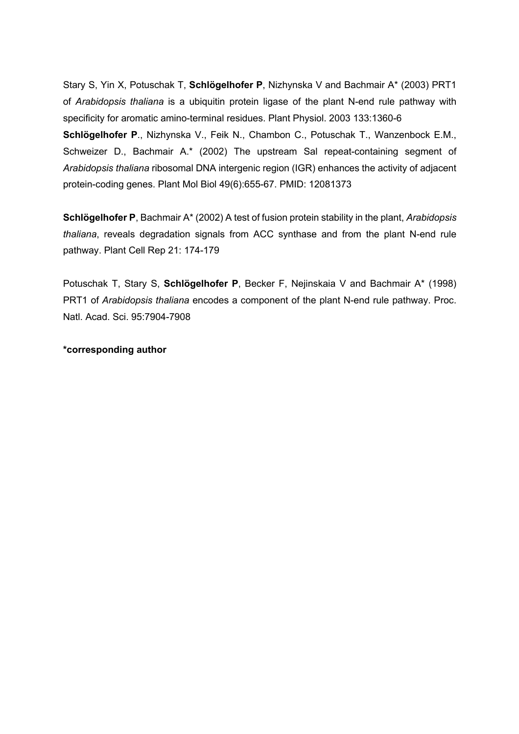Stary S, Yin X, Potuschak T, **Schlögelhofer P**, Nizhynska V and Bachmair A* (2003) PRT1 of *Arabidopsis thaliana* is a ubiquitin protein ligase of the plant N-end rule pathway with specificity for aromatic amino-terminal residues. Plant Physiol. 2003 133:1360-6

**Schlögelhofer P**., Nizhynska V., Feik N., Chambon C., Potuschak T., Wanzenbock E.M., Schweizer D., Bachmair A.* (2002) The upstream Sal repeat-containing segment of *Arabidopsis thaliana* ribosomal DNA intergenic region (IGR) enhances the activity of adjacent protein-coding genes. Plant Mol Biol 49(6):655-67. PMID: 12081373

**Schlögelhofer P**, Bachmair A* (2002) A test of fusion protein stability in the plant, *Arabidopsis thaliana*, reveals degradation signals from ACC synthase and from the plant N-end rule pathway. Plant Cell Rep 21: 174-179

Potuschak T, Stary S, **Schlögelhofer P**, Becker F, Nejinskaia V and Bachmair A* (1998) PRT1 of *Arabidopsis thaliana* encodes a component of the plant N-end rule pathway. Proc. Natl. Acad. Sci. 95:7904-7908

**\*corresponding author**